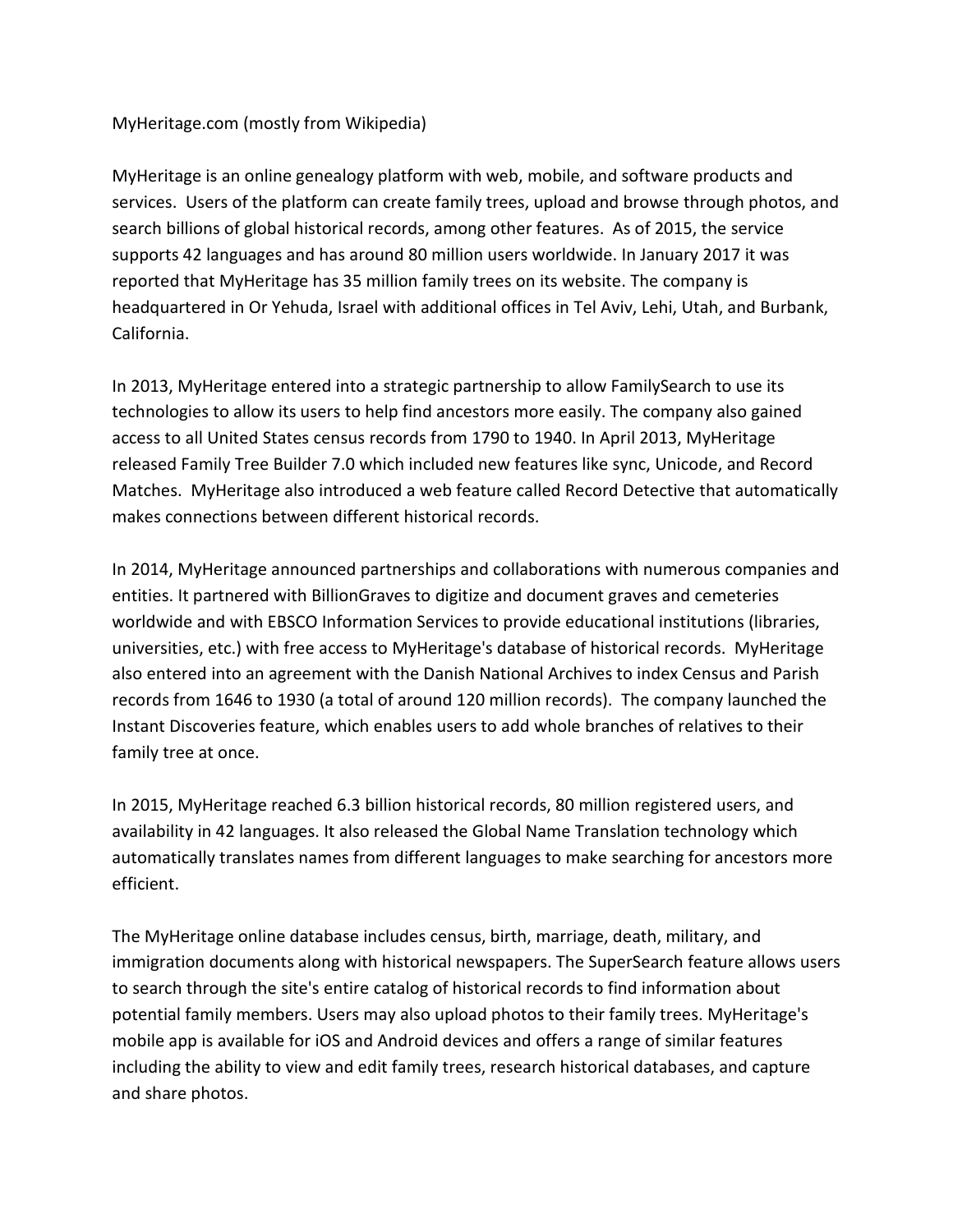MyHeritage.com (mostly from Wikipedia)

MyHeritage is an online genealogy platform with web, mobile, and software products and services. Users of the platform can create family trees, upload and browse through photos, and search billions of global historical records, among other features. As of 2015, the service supports 42 languages and has around 80 million users worldwide. In January 2017 it was reported that MyHeritage has 35 million family trees on its website. The company is headquartered in Or Yehuda, Israel with additional offices in Tel Aviv, Lehi, Utah, and Burbank, California.

In 2013, MyHeritage entered into a strategic partnership to allow FamilySearch to use its technologies to allow its users to help find ancestors more easily. The company also gained access to all United States census records from 1790 to 1940. In April 2013, MyHeritage released Family Tree Builder 7.0 which included new features like sync, Unicode, and Record Matches. MyHeritage also introduced a web feature called Record Detective that automatically makes connections between different historical records.

In 2014, MyHeritage announced partnerships and collaborations with numerous companies and entities. It partnered with BillionGraves to digitize and document graves and cemeteries worldwide and with EBSCO Information Services to provide educational institutions (libraries, universities, etc.) with free access to MyHeritage's database of historical records. MyHeritage also entered into an agreement with the Danish National Archives to index Census and Parish records from 1646 to 1930 (a total of around 120 million records). The company launched the Instant Discoveries feature, which enables users to add whole branches of relatives to their family tree at once.

In 2015, MyHeritage reached 6.3 billion historical records, 80 million registered users, and availability in 42 languages. It also released the Global Name Translation technology which automatically translates names from different languages to make searching for ancestors more efficient.

The MyHeritage online database includes census, birth, marriage, death, military, and immigration documents along with historical newspapers. The SuperSearch feature allows users to search through the site's entire catalog of historical records to find information about potential family members. Users may also upload photos to their family trees. MyHeritage's mobile app is available for iOS and Android devices and offers a range of similar features including the ability to view and edit family trees, research historical databases, and capture and share photos.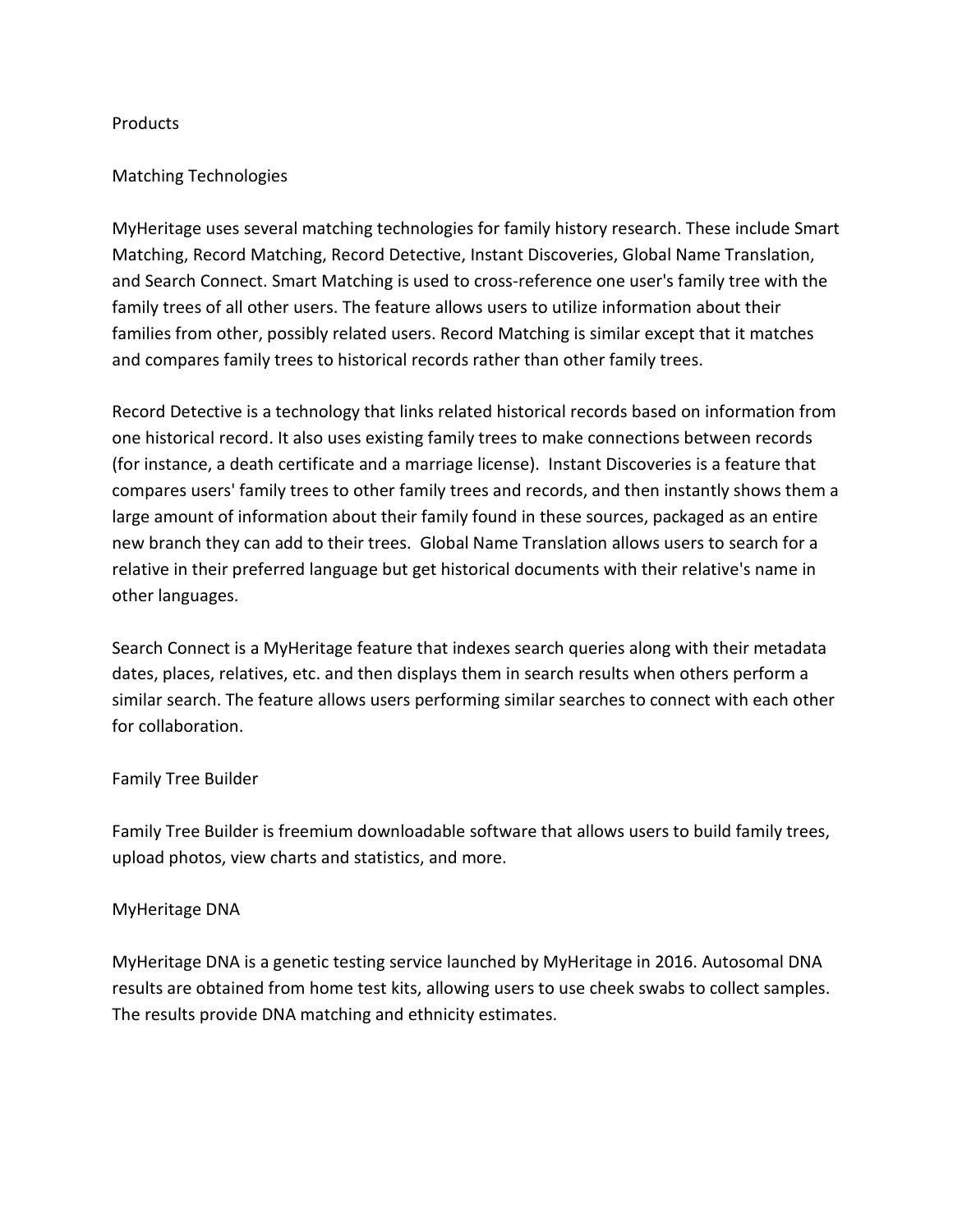## Products

### Matching Technologies

MyHeritage uses several matching technologies for family history research. These include Smart Matching, Record Matching, Record Detective, Instant Discoveries, Global Name Translation, and Search Connect. Smart Matching is used to cross-reference one user's family tree with the family trees of all other users. The feature allows users to utilize information about their families from other, possibly related users. Record Matching is similar except that it matches and compares family trees to historical records rather than other family trees.

Record Detective is a technology that links related historical records based on information from one historical record. It also uses existing family trees to make connections between records (for instance, a death certificate and a marriage license). Instant Discoveries is a feature that compares users' family trees to other family trees and records, and then instantly shows them a large amount of information about their family found in these sources, packaged as an entire new branch they can add to their trees. Global Name Translation allows users to search for a relative in their preferred language but get historical documents with their relative's name in other languages.

Search Connect is a MyHeritage feature that indexes search queries along with their metadata dates, places, relatives, etc. and then displays them in search results when others perform a similar search. The feature allows users performing similar searches to connect with each other for collaboration.

### Family Tree Builder

Family Tree Builder is freemium downloadable software that allows users to build family trees, upload photos, view charts and statistics, and more.

### MyHeritage DNA

MyHeritage DNA is a genetic testing service launched by MyHeritage in 2016. Autosomal DNA results are obtained from home test kits, allowing users to use cheek swabs to collect samples. The results provide DNA matching and ethnicity estimates.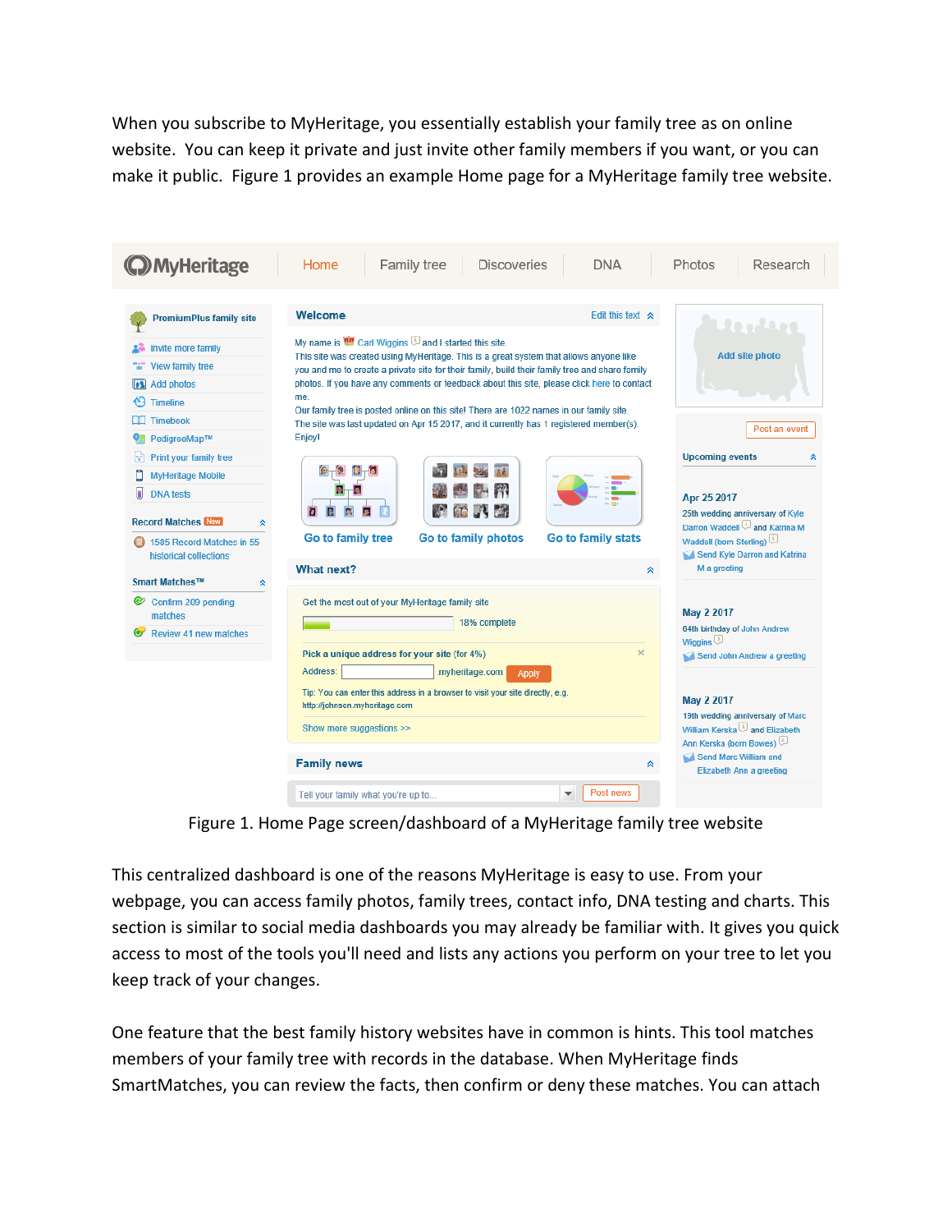When you subscribe to MyHeritage, you essentially establish your family tree as on online website. You can keep it private and just invite other family members if you want, or you can make it public. Figure 1 provides an example Home page for a MyHeritage family tree website.

Figure 1. Home Page screen/dashboard of a MyHeritage family tree website

This centralized dashboard is one of the reasons MyHeritage is easy to use. From your webpage, you can access family photos, family trees, contact info, DNA testing and charts. This section is similar to social media dashboards you may already be familiar with. It gives you quick access to most of the tools you'll need and lists any actions you perform on your tree to let you keep track of your changes.

One feature that the best family history websites have in common is hints. This tool matches members of your family tree with records in the database. When MyHeritage finds SmartMatches, you can review the facts, then confirm or deny these matches. You can attach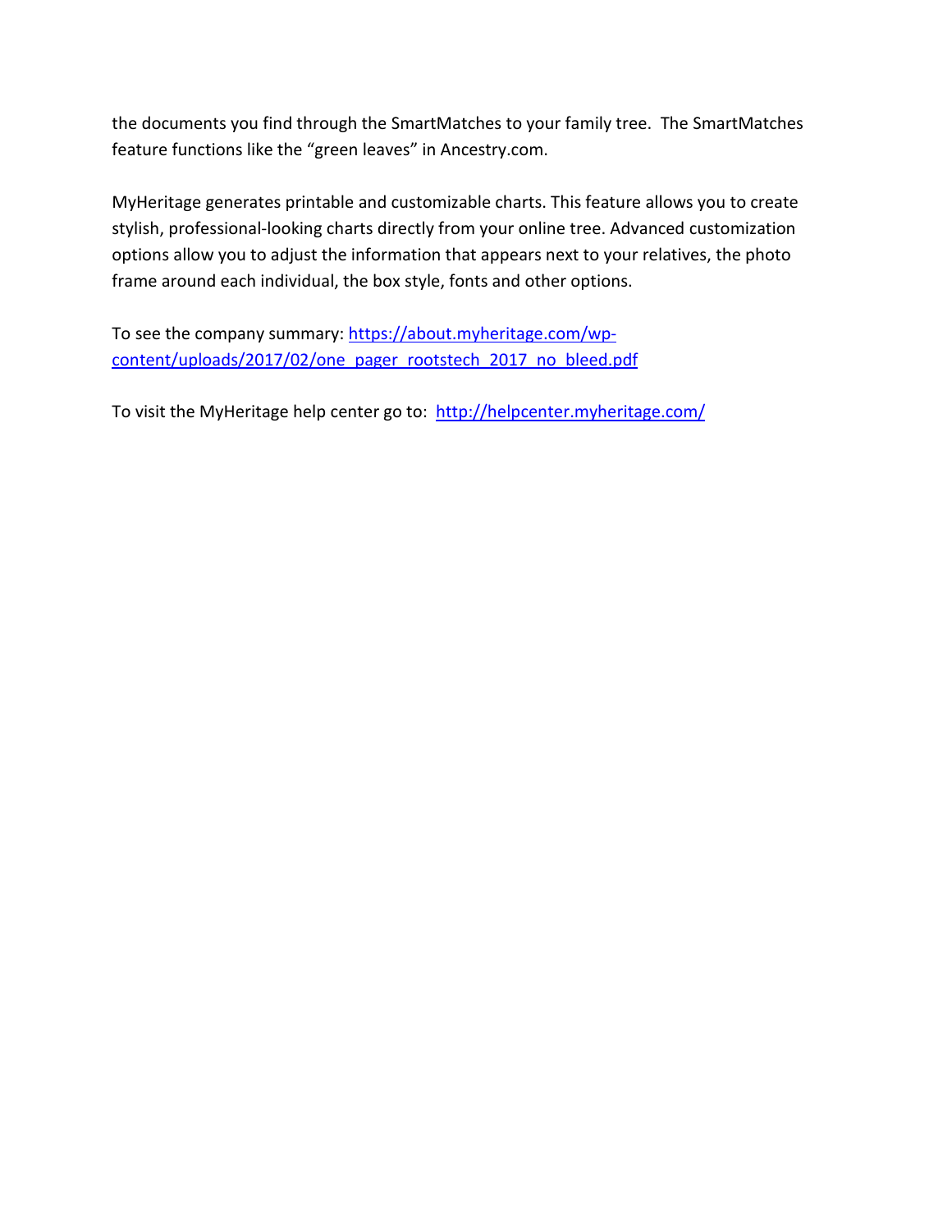the documents you find through the SmartMatches to your family tree. The SmartMatches feature functions like the "green leaves" in Ancestry.com.

MyHeritage generates printable and customizable charts. This feature allows you to create stylish, professional-looking charts directly from your online tree. Advanced customization options allow you to adjust the information that appears next to your relatives, the photo frame around each individual, the box style, fonts and other options.

To see the company summary: https://about.myheritage.com/wp-content/uploads/2017/02/one_pager_rootstech_2017_no_bleed.pdf

To visit the MyHeritage help center go to: http://helpcenter.myheritage.com/